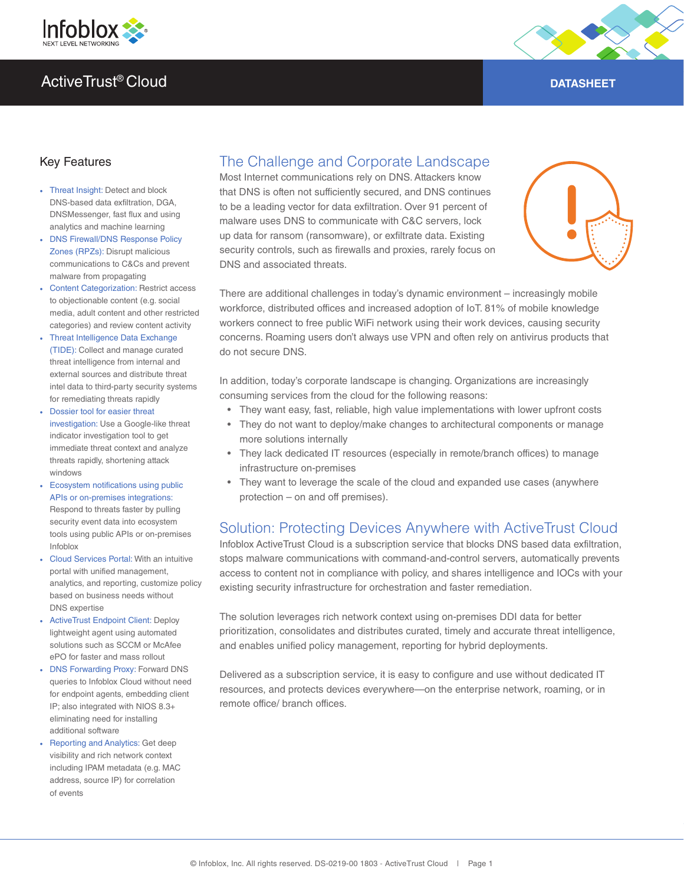Infoblox
NEXT LEVEL NETWORKING

# ActiveTrust® Cloud

DATASHEET

## Key Features

- Threat Insight: Detect and block DNS-based data exfiltration, DGA, DNSMessenger, fast flux and using analytics and machine learning
- DNS Firewall/DNS Response Policy Zones (RPZs): Disrupt malicious communications to C&Cs and prevent malware from propagating
- Content Categorization: Restrict access to objectionable content (e.g. social media, adult content and other restricted categories) and review content activity
- Threat Intelligence Data Exchange (TIDE): Collect and manage curated threat intelligence from internal and external sources and distribute threat intel data to third-party security systems for remediating threats rapidly
- Dossier tool for easier threat investigation: Use a Google-like threat indicator investigation tool to get immediate threat context and analyze threats rapidly, shortening attack windows
- Ecosystem notifications using public APIs or on-premises integrations: Respond to threats faster by pulling security event data into ecosystem tools using public APIs or on-premises Infoblox
- Cloud Services Portal: With an intuitive portal with unified management, analytics, and reporting, customize policy based on business needs without DNS expertise
- ActiveTrust Endpoint Client: Deploy lightweight agent using automated solutions such as SCCM or McAfee ePO for faster and mass rollout
- DNS Forwarding Proxy: Forward DNS queries to Infoblox Cloud without need for endpoint agents, embedding client IP; also integrated with NIOS 8.3+ eliminating need for installing additional software
- Reporting and Analytics: Get deep visibility and rich network context including IPAM metadata (e.g. MAC address, source IP) for correlation of events

## The Challenge and Corporate Landscape

Most Internet communications rely on DNS. Attackers know that DNS is often not sufficiently secured, and DNS continues to be a leading vector for data exfiltration. Over 91 percent of malware uses DNS to communicate with C&C servers, lock up data for ransom (ransomware), or exfiltrate data. Existing security controls, such as firewalls and proxies, rarely focus on DNS and associated threats.

There are additional challenges in today's dynamic environment – increasingly mobile workforce, distributed offices and increased adoption of IoT. 81% of mobile knowledge workers connect to free public WiFi network using their work devices, causing security concerns. Roaming users don't always use VPN and often rely on antivirus products that do not secure DNS.

In addition, today's corporate landscape is changing. Organizations are increasingly consuming services from the cloud for the following reasons:

- They want easy, fast, reliable, high value implementations with lower upfront costs
- They do not want to deploy/make changes to architectural components or manage more solutions internally
- They lack dedicated IT resources (especially in remote/branch offices) to manage infrastructure on-premises
- They want to leverage the scale of the cloud and expanded use cases (anywhere protection – on and off premises).

## Solution: Protecting Devices Anywhere with ActiveTrust Cloud

Infoblox ActiveTrust Cloud is a subscription service that blocks DNS based data exfiltration, stops malware communications with command-and-control servers, automatically prevents access to content not in compliance with policy, and shares intelligence and IOCs with your existing security infrastructure for orchestration and faster remediation.

The solution leverages rich network context using on-premises DDI data for better prioritization, consolidates and distributes curated, timely and accurate threat intelligence, and enables unified policy management, reporting for hybrid deployments.

Delivered as a subscription service, it is easy to configure and use without dedicated IT resources, and protects devices everywhere—on the enterprise network, roaming, or in remote office/ branch offices.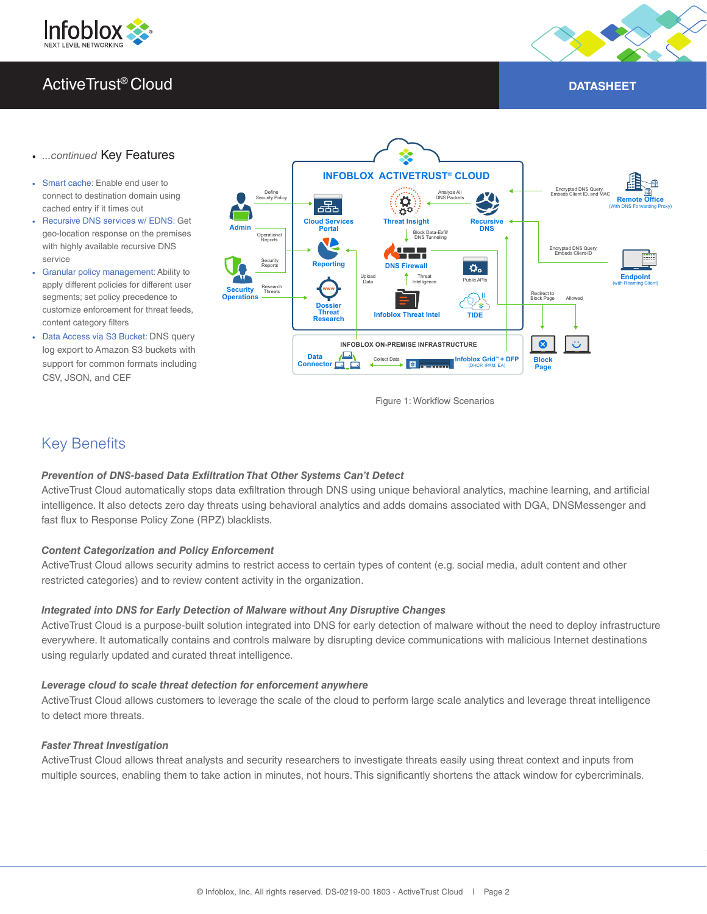- *...continued* Key Features

- Smart cache: Enable end user to connect to destination domain using cached entry if it times out
- Recursive DNS services w/ EDNS: Get geo-location response on the premises with highly available recursive DNS service
- Granular policy management: Ability to apply different policies for different user segments; set policy precedence to customize enforcement for threat feeds, content category filters
- Data Access via S3 Bucket: DNS query log export to Amazon S3 buckets with support for common formats including CSV, JSON, and CEF

Figure 1: Workflow Scenarios

## Key Benefits

***Prevention of DNS-based Data Exfiltration That Other Systems Can't Detect***

ActiveTrust Cloud automatically stops data exfiltration through DNS using unique behavioral analytics, machine learning, and artificial intelligence. It also detects zero day threats using behavioral analytics and adds domains associated with DGA, DNSMessenger and fast flux to Response Policy Zone (RPZ) blacklists.

***Content Categorization and Policy Enforcement***

ActiveTrust allows security admins to restrict access to certain types of content (e.g. social media, adult content and other restricted categories) and to review content activity in the organization.

***Integrated into DNS for Early Detection of Malware without Any Disruptive Changes***

ActiveTrust Cloud is a purpose-built solution integrated into DNS for early detection of malware without the need to deploy infrastructure everywhere. It automatically contains and controls malware by disrupting device communications with malicious Internet destinations using regularly updated and curated threat intelligence.

***Leverage cloud to scale threat detection for enforcement anywhere***

ActiveTrust Cloud allows customers to leverage the scale of the cloud to perform large scale analytics and leverage threat intelligence to detect more threats.

***Faster Threat Investigation***

ActiveTrust Cloud allows threat analysts and security researchers to investigate threats easily using threat context and inputs from multiple sources, enabling them to take action in minutes, not hours. This significantly shortens the attack window for cybercriminals.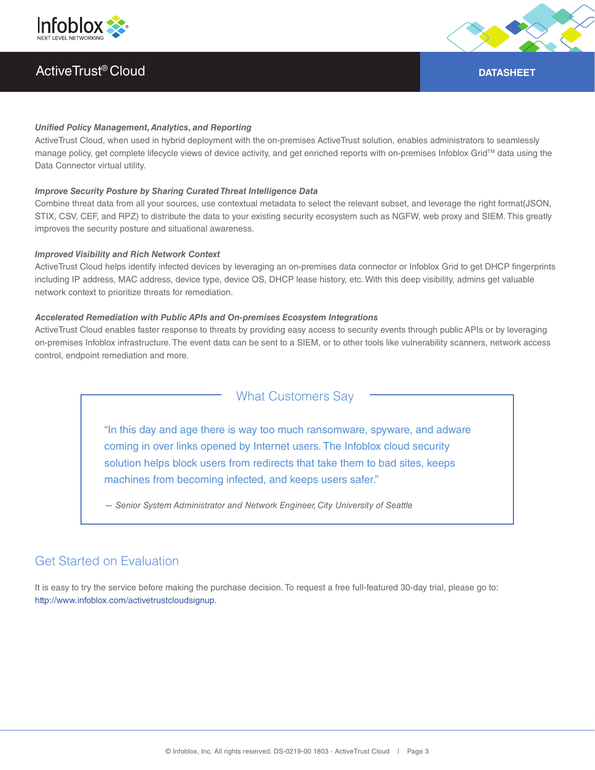***Unified Policy Management, Analytics, and Reporting***

ActiveTrust Cloud, when used in hybrid deployment with the on-premises ActiveTrust solution, enables administrators to seamlessly manage policy, get complete lifecycle views of device activity, and get enriched reports with on-premises Infoblox Grid™ data using the Data Connector virtual utility.

***Improve Security Posture by Sharing Curated Threat Intelligence Data***

Combine threat data from all your sources, use contextual metadata to select the relevant subset, and leverage the right format(JSON, STIX, CSV, CEF, and RPZ) to distribute the data to your existing security ecosystem such as NGFW, web proxy and SIEM. This greatly improves the security posture and situational awareness.

***Improved Visibility and Rich Network Context***

ActiveTrust Cloud helps identify infected devices by leveraging an on-premises data connector or Infoblox Grid to get DHCP fingerprints including IP address, MAC address, device type, device OS, DHCP lease history, etc. With this deep visibility, admins get valuable network context to prioritize threats for remediation.

***Accelerated Remediation with Public APIs and On-premises Ecosystem Integrations***

ActiveTrust Cloud enables faster response to threats by providing easy access to security events through public APIs or by leveraging on-premises Infoblox infrastructure. The event data can be sent to a SIEM, or to other tools like vulnerability scanners, network access control, endpoint remediation and more.

## What Customers Say

> "In this day and age there is way too much ransomware, spyware, and adware coming in over links opened by Internet users. The Infoblox cloud security solution helps block users from redirects that take them to bad sites, keeps machines from becoming infected, and keeps users safer."
>
> *— Senior System Administrator and Network Engineer, City University of Seattle*

## Get Started on Evaluation

It is easy to try the service before making the purchase decision. To request a free full-featured 30-day trial, please go to: http://www.infoblox.com/activetrustcloudsignup.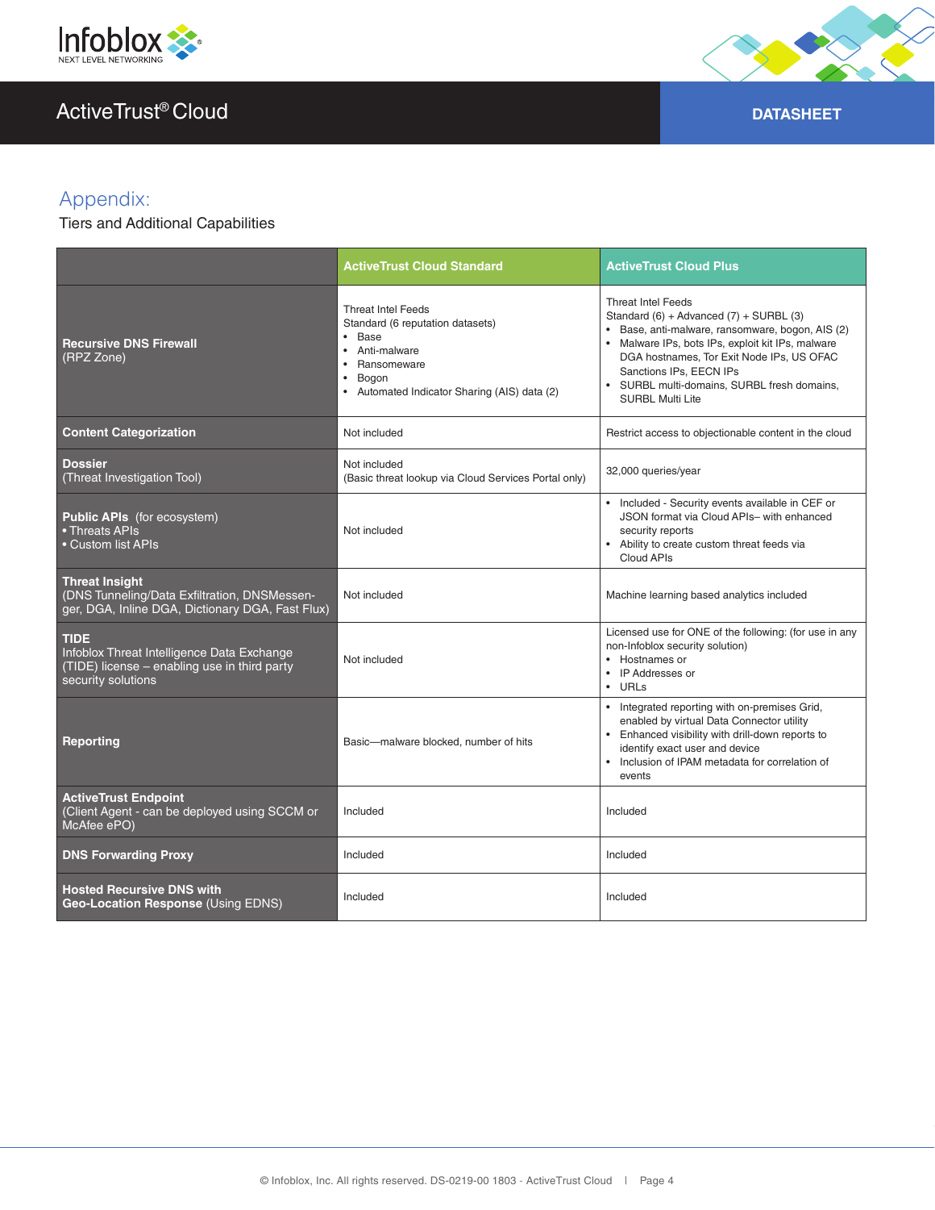## Appendix:

Tiers and Additional Capabilities

| | ActiveTrust Cloud Standard | ActiveTrust Cloud Plus |
|---|---|---|
| **Recursive DNS Firewall** (RPZ Zone) | Threat Intel Feeds<br>Standard (6 reputation datasets)<br>• Base<br>• Anti-malware<br>• Ransomeware<br>• Bogon<br>• Automated Indicator Sharing (AIS) data (2) | Threat Intel Feeds<br>Standard (6) + Advanced (7) + SURBL (3)<br>• Base, anti-malware, ransomware, bogon, AIS (2)<br>• Malware IPs, bots IPs, exploit kit IPs, malware DGA hostnames, Tor Exit Node IPs, US OFAC Sanctions IPs, EECN IPs<br>• SURBL multi-domains, SURBL fresh domains, SURBL Multi Lite |
| **Content Categorization** | Not included | Restrict access to objectionable content in the cloud |
| **Dossier** (Threat Investigation Tool) | Not included<br>(Basic threat lookup via Cloud Services Portal only) | 32,000 queries/year |
| **Public APIs** (for ecosystem)<br>• Threats APIs<br>• Custom list APIs | Not included | • Included - Security events available in CEF or JSON format via Cloud APIs– with enhanced security reports<br>• Ability to create custom threat feeds via Cloud APIs |
| **Threat Insight** (DNS Tunneling/Data Exfiltration, DNSMessenger, DGA, Inline DGA, Dictionary DGA, Fast Flux) | Not included | Machine learning based analytics included |
| **TIDE** Infoblox Threat Intelligence Data Exchange (TIDE) license – enabling use in third party security solutions | Not included | Licensed use for ONE of the following: (for use in any non-Infoblox security solution)<br>• Hostnames or<br>• IP Addresses or<br>• URLs |
| **Reporting** | Basic—malware blocked, number of hits | • Integrated reporting with on-premises Grid, enabled by virtual Data Connector utility<br>• Enhanced visibility with drill-down reports to identify exact user and device<br>• Inclusion of IPAM metadata for correlation of events |
| **ActiveTrust Endpoint** (Client Agent - can be deployed using SCCM or McAfee ePO) | Included | Included |
| **DNS Forwarding Proxy** | Included | Included |
| **Hosted Recursive DNS with Geo-Location Response** (Using EDNS) | Included | Included |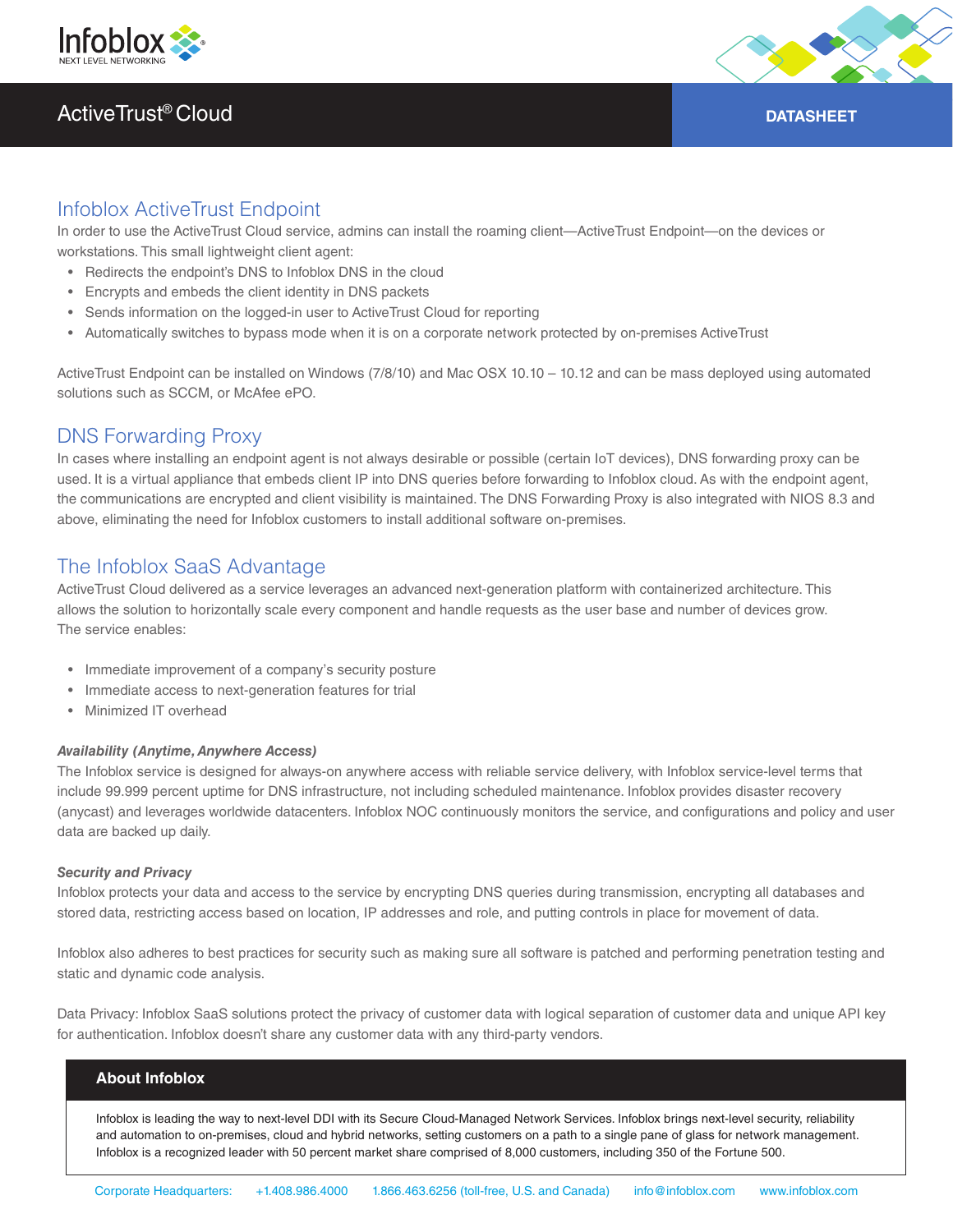## Infoblox ActiveTrust Endpoint

In order to use the ActiveTrust Cloud service, admins can install the roaming client—ActiveTrust Endpoint—on the devices or workstations. This small lightweight client agent:

- Redirects the endpoint's DNS to Infoblox DNS in the cloud
- Encrypts and embeds the client identity in DNS packets
- Sends information on the logged-in user to ActiveTrust Cloud for reporting
- Automatically switches to bypass mode when it is on a corporate network protected by on-premises ActiveTrust

ActiveTrust Endpoint can be installed on Windows (7/8/10) and Mac OSX 10.10 – 10.12 and can be mass deployed using automated solutions such as SCCM, or McAfee ePO.

## DNS Forwarding Proxy

In cases where installing an endpoint agent is not always desirable or possible (certain IoT devices), DNS forwarding proxy can be used. It is a virtual appliance that embeds client IP into DNS queries before forwarding to Infoblox cloud. As with the endpoint agent, the communications are encrypted and client visibility is maintained. The DNS Forwarding Proxy is also integrated with NIOS 8.3 and above, eliminating the need for Infoblox customers to install additional software on-premises.

## The Infoblox SaaS Advantage

ActiveTrust Cloud delivered as a service leverages an advanced next-generation platform with containerized architecture. This allows the solution to horizontally scale every component and handle requests as the user base and number of devices grow. The service enables:

- Immediate improvement of a company's security posture
- Immediate access to next-generation features for trial
- Minimized IT overhead

***Availability (Anytime, Anywhere Access)***

The Infoblox service is designed for always-on anywhere access with reliable service delivery, with Infoblox service-level terms that include 99.999 percent uptime for DNS infrastructure, not including scheduled maintenance. Infoblox provides disaster recovery (anycast) and leverages worldwide datacenters. Infoblox NOC continuously monitors the service, and configurations and policy and user data are backed up daily.

***Security and Privacy***

Infoblox protects your data and access to the service by encrypting DNS queries during transmission, encrypting all databases and stored data, restricting access based on location, IP addresses and role, and putting controls in place for movement of data.

Infoblox also adheres to best practices for security such as making sure all software is patched and performing penetration testing and static and dynamic code analysis.

Data Privacy: Infoblox SaaS solutions protect the privacy of customer data with logical separation of customer data and unique API key for authentication. Infoblox doesn't share any customer data with any third-party vendors.

**About Infoblox**

Infoblox is leading the way to next-level DDI with its Secure Cloud-Managed Network Services. Infoblox brings next-level security, reliability and automation to on-premises, cloud and hybrid networks, setting customers on a path to a single pane of glass for network management. Infoblox is a recognized leader with 50 percent market share comprised of 8,000 customers, including 350 of the Fortune 500.

Corporate Headquarters: +1.408.986.4000 1.866.463.6256 (toll-free, U.S. and Canada) info@infoblox.com www.infoblox.com